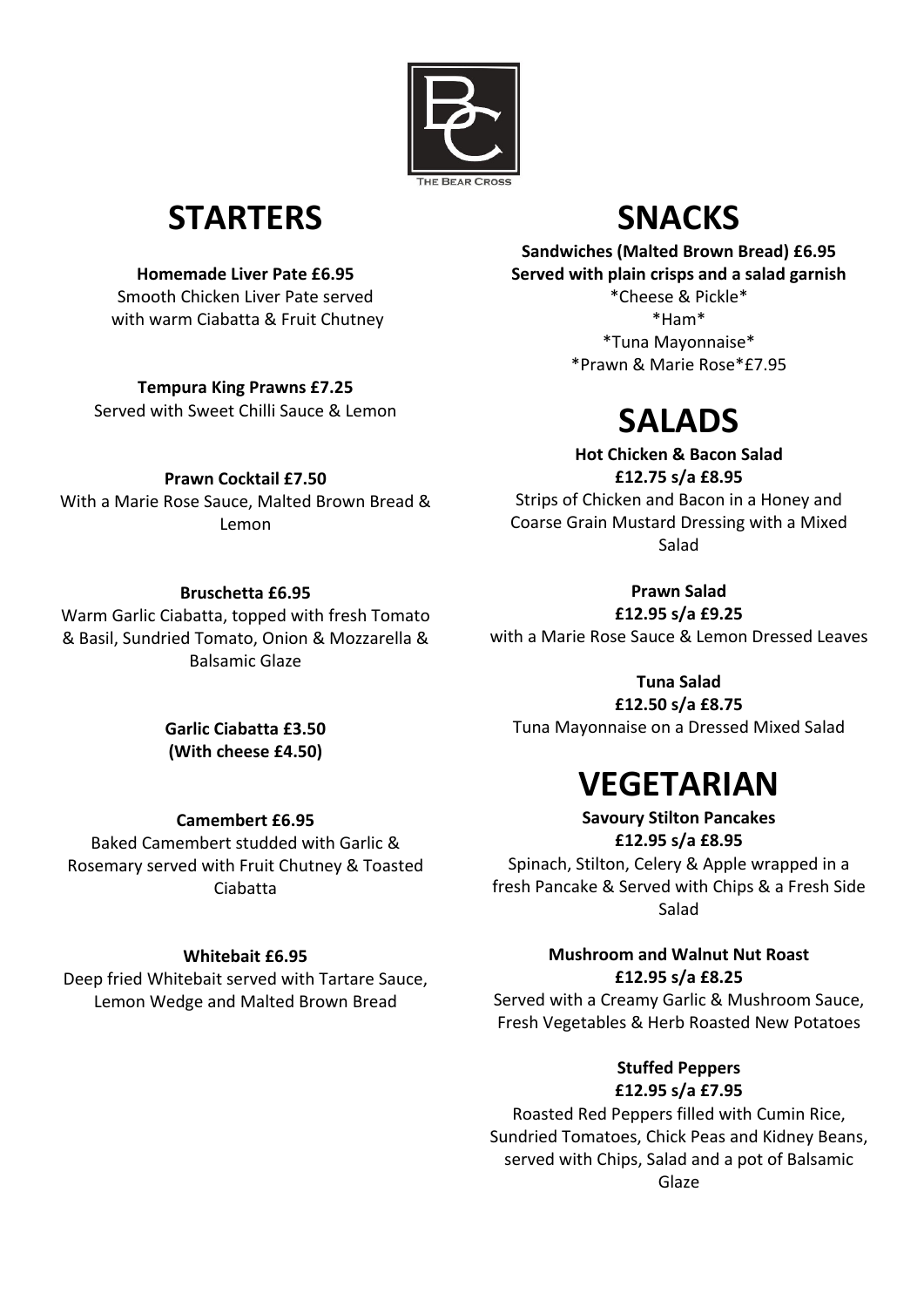THE BEAR CROSS

# STARTERS

**Homemade Liver Pate £6.95**
Smooth Chicken Liver Pate served with warm Ciabatta & Fruit Chutney

**Tempura King Prawns £7.25**
Served with Sweet Chilli Sauce & Lemon

**Prawn Cocktail £7.50**
With a Marie Rose Sauce, Malted Brown Bread & Lemon

**Bruschetta £6.95**
Warm Garlic Ciabatta, topped with fresh Tomato & Basil, Sundried Tomato, Onion & Mozzarella & Balsamic Glaze

**Garlic Ciabatta £3.50**
**(With cheese £4.50)**

**Camembert £6.95**
Baked Camembert studded with Garlic & Rosemary served with Fruit Chutney & Toasted Ciabatta

**Whitebait £6.95**
Deep fried Whitebait served with Tartare Sauce, Lemon Wedge and Malted Brown Bread

# SNACKS

**Sandwiches (Malted Brown Bread) £6.95**
**Served with plain crisps and a salad garnish**

*Cheese & Pickle*
*Ham*
*Tuna Mayonnaise*
*Prawn & Marie Rose*£7.95

# SALADS

**Hot Chicken & Bacon Salad**
**£12.75 s/a £8.95**
Strips of Chicken and Bacon in a Honey and Coarse Grain Mustard Dressing with a Mixed Salad

**Prawn Salad**
**£12.95 s/a £9.25**
with a Marie Rose Sauce & Lemon Dressed Leaves

**Tuna Salad**
**£12.50 s/a £8.75**
Tuna Mayonnaise on a Dressed Mixed Salad

# VEGETARIAN

**Savoury Stilton Pancakes**
**£12.95 s/a £8.95**
Spinach, Stilton, Celery & Apple wrapped in a fresh Pancake & Served with Chips & a Fresh Side Salad

**Mushroom and Walnut Nut Roast**
**£12.95 s/a £8.25**
Served with a Creamy Garlic & Mushroom Sauce, Fresh Vegetables & Herb Roasted New Potatoes

**Stuffed Peppers**
**£12.95 s/a £7.95**
Roasted Red Peppers filled with Cumin Rice, Sundried Tomatoes, Chick Peas and Kidney Beans, served with Chips, Salad and a pot of Balsamic Glaze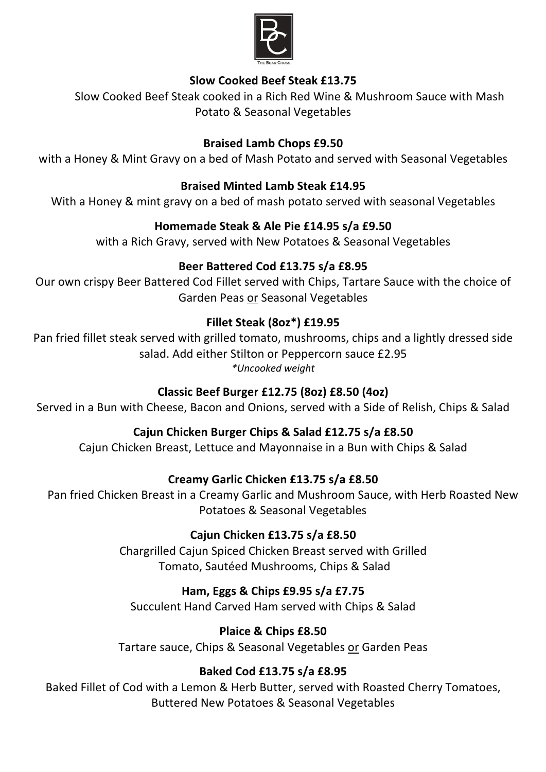THE BEAR CROSS

**Slow Cooked Beef Steak £13.75**

Slow Cooked Beef Steak cooked in a Rich Red Wine & Mushroom Sauce with Mash Potato & Seasonal Vegetables

**Braised Lamb Chops £9.50**

with a Honey & Mint Gravy on a bed of Mash Potato and served with Seasonal Vegetables

**Braised Minted Lamb Steak £14.95**

With a Honey & mint gravy on a bed of mash potato served with seasonal Vegetables

**Homemade Steak & Ale Pie £14.95 s/a £9.50**

with a Rich Gravy, served with New Potatoes & Seasonal Vegetables

**Beer Battered Cod £13.75 s/a £8.95**

Our own crispy Beer Battered Cod Fillet served with Chips, Tartare Sauce with the choice of Garden Peas or Seasonal Vegetables

**Fillet Steak (8oz*) £19.95**

Pan fried fillet steak served with grilled tomato, mushrooms, chips and a lightly dressed side salad. Add either Stilton or Peppercorn sauce £2.95

*\*Uncooked weight*

**Classic Beef Burger £12.75 (8oz) £8.50 (4oz)**

Served in a Bun with Cheese, Bacon and Onions, served with a Side of Relish, Chips & Salad

**Cajun Chicken Burger Chips & Salad £12.75 s/a £8.50**

Cajun Chicken Breast, Lettuce and Mayonnaise in a Bun with Chips & Salad

**Creamy Garlic Chicken £13.75 s/a £8.50**

Pan fried Chicken Breast in a Creamy Garlic and Mushroom Sauce, with Herb Roasted New Potatoes & Seasonal Vegetables

**Cajun Chicken £13.75 s/a £8.50**

Chargrilled Cajun Spiced Chicken Breast served with Grilled Tomato, Sautéed Mushrooms, Chips & Salad

**Ham, Eggs & Chips £9.95 s/a £7.75**

Succulent Hand Carved Ham served with Chips & Salad

**Plaice & Chips £8.50**

Tartare sauce, Chips & Seasonal Vegetables or Garden Peas

**Baked Cod £13.75 s/a £8.95**

Baked Fillet of Cod with a Lemon & Herb Butter, served with Roasted Cherry Tomatoes, Buttered New Potatoes & Seasonal Vegetables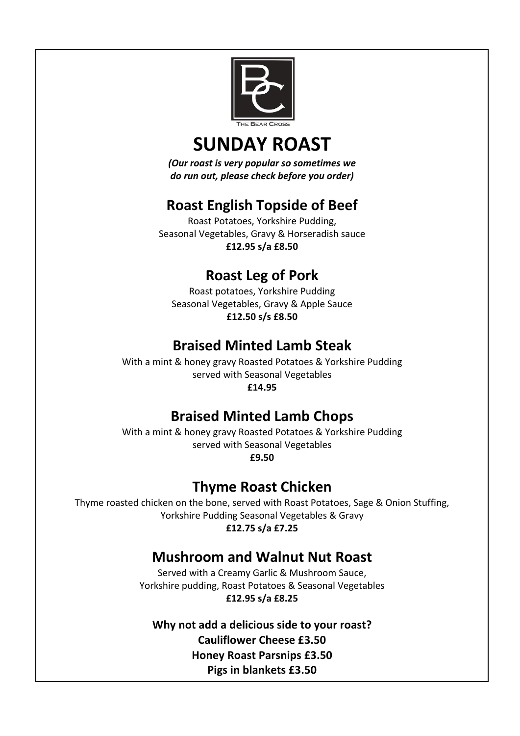THE BEAR CROSS

# SUNDAY ROAST

***(Our roast is very popular so sometimes we do run out, please check before you order)***

## Roast English Topside of Beef

Roast Potatoes, Yorkshire Pudding,
Seasonal Vegetables, Gravy & Horseradish sauce
**£12.95 s/a £8.50**

## Roast Leg of Pork

Roast potatoes, Yorkshire Pudding
Seasonal Vegetables, Gravy & Apple Sauce
**£12.50 s/s £8.50**

## Braised Minted Lamb Steak

With a mint & honey gravy Roasted Potatoes & Yorkshire Pudding
served with Seasonal Vegetables
**£14.95**

## Braised Minted Lamb Chops

With a mint & honey gravy Roasted Potatoes & Yorkshire Pudding
served with Seasonal Vegetables
**£9.50**

## Thyme Roast Chicken

Thyme roasted chicken on the bone, served with Roast Potatoes, Sage & Onion Stuffing,
Yorkshire Pudding Seasonal Vegetables & Gravy
**£12.75 s/a £7.25**

## Mushroom and Walnut Nut Roast

Served with a Creamy Garlic & Mushroom Sauce,
Yorkshire pudding, Roast Potatoes & Seasonal Vegetables
**£12.95 s/a £8.25**

**Why not add a delicious side to your roast?**
**Cauliflower Cheese £3.50**
**Honey Roast Parsnips £3.50**
**Pigs in blankets £3.50**